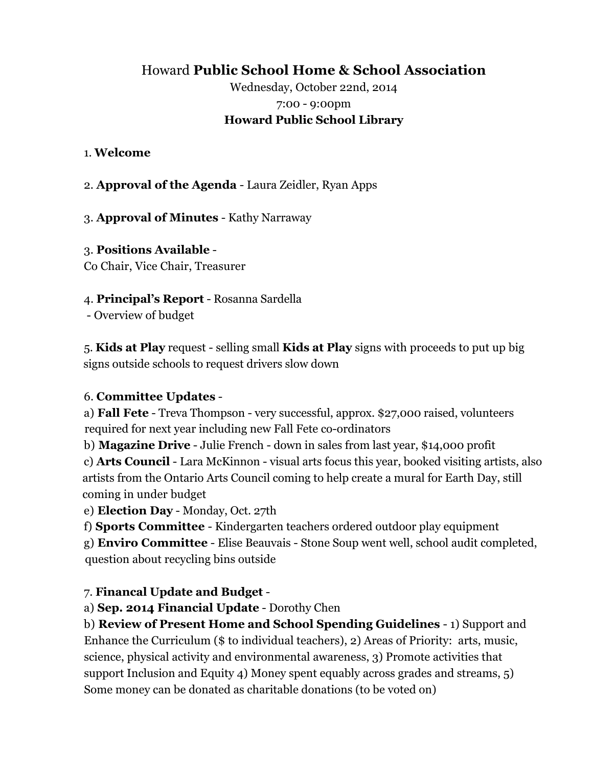# Howard **Public School Home & School Association**

Wednesday, October 22nd, 2014

7:00 - 9:00pm

**Howard Public School Library**

1. **Welcome**

2. **Approval of the Agenda** - Laura Zeidler, Ryan Apps

3. **Approval of Minutes** - Kathy Narraway

3. **Positions Available** -
Co Chair, Vice Chair, Treasurer

4. **Principal's Report** - Rosanna Sardella
- Overview of budget

5. **Kids at Play** request - selling small **Kids at Play** signs with proceeds to put up big signs outside schools to request drivers slow down

6. **Committee Updates** -

a) **Fall Fete** - Treva Thompson - very successful, approx. $27,000 raised, volunteers required for next year including new Fall Fete co-ordinators

b) **Magazine Drive** - Julie French - down in sales from last year, $14,000 profit

c) **Arts Council** - Lara McKinnon - visual arts focus this year, booked visiting artists, also artists from the Ontario Arts Council coming to help create a mural for Earth Day, still coming in under budget

e) **Election Day** - Monday, Oct. 27th

f) **Sports Committee** - Kindergarten teachers ordered outdoor play equipment

g) **Enviro Committee** - Elise Beauvais - Stone Soup went well, school audit completed, question about recycling bins outside

7. **Financal Update and Budget** -

a) **Sep. 2014 Financial Update** - Dorothy Chen

b) **Review of Present Home and School Spending Guidelines** - 1) Support and Enhance the Curriculum ($ to individual teachers), 2) Areas of Priority: arts, music, science, physical activity and environmental awareness, 3) Promote activities that support Inclusion and Equity 4) Money spent equably across grades and streams, 5) Some money can be donated as charitable donations (to be voted on)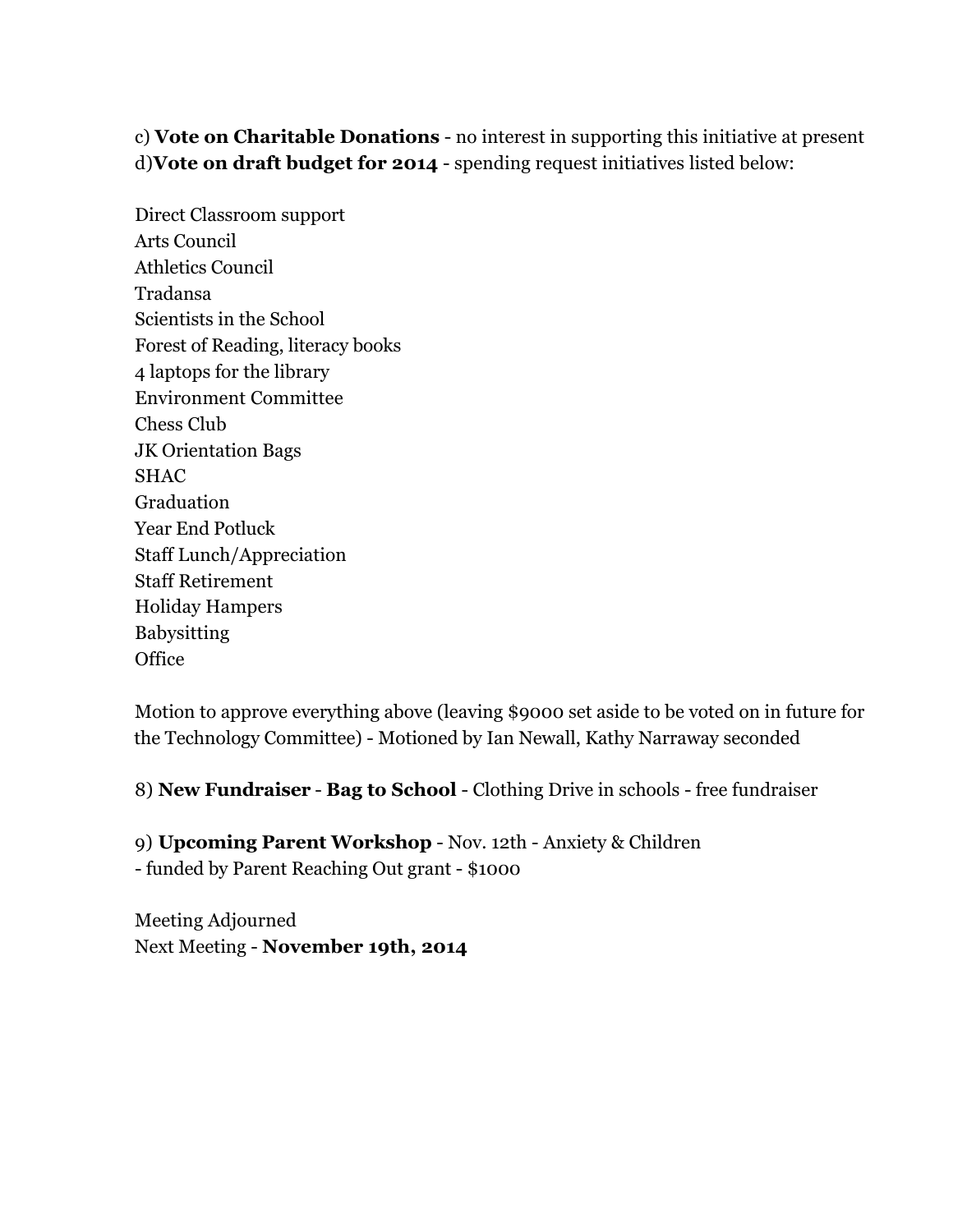c) **Vote on Charitable Donations** - no interest in supporting this initiative at present
d)**Vote on draft budget for 2014** - spending request initiatives listed below:

Direct Classroom support
Arts Council
Athletics Council
Tradansa
Scientists in the School
Forest of Reading, literacy books
4 laptops for the library
Environment Committee
Chess Club
JK Orientation Bags
SHAC
Graduation
Year End Potluck
Staff Lunch/Appreciation
Staff Retirement
Holiday Hampers
Babysitting
Office

Motion to approve everything above (leaving $9000 set aside to be voted on in future for the Technology Committee) - Motioned by Ian Newall, Kathy Narraway seconded

8) **New Fundraiser** - **Bag to School** - Clothing Drive in schools - free fundraiser

9) **Upcoming Parent Workshop** - Nov. 12th - Anxiety & Children
- funded by Parent Reaching Out grant - $1000

Meeting Adjourned
Next Meeting - **November 19th, 2014**